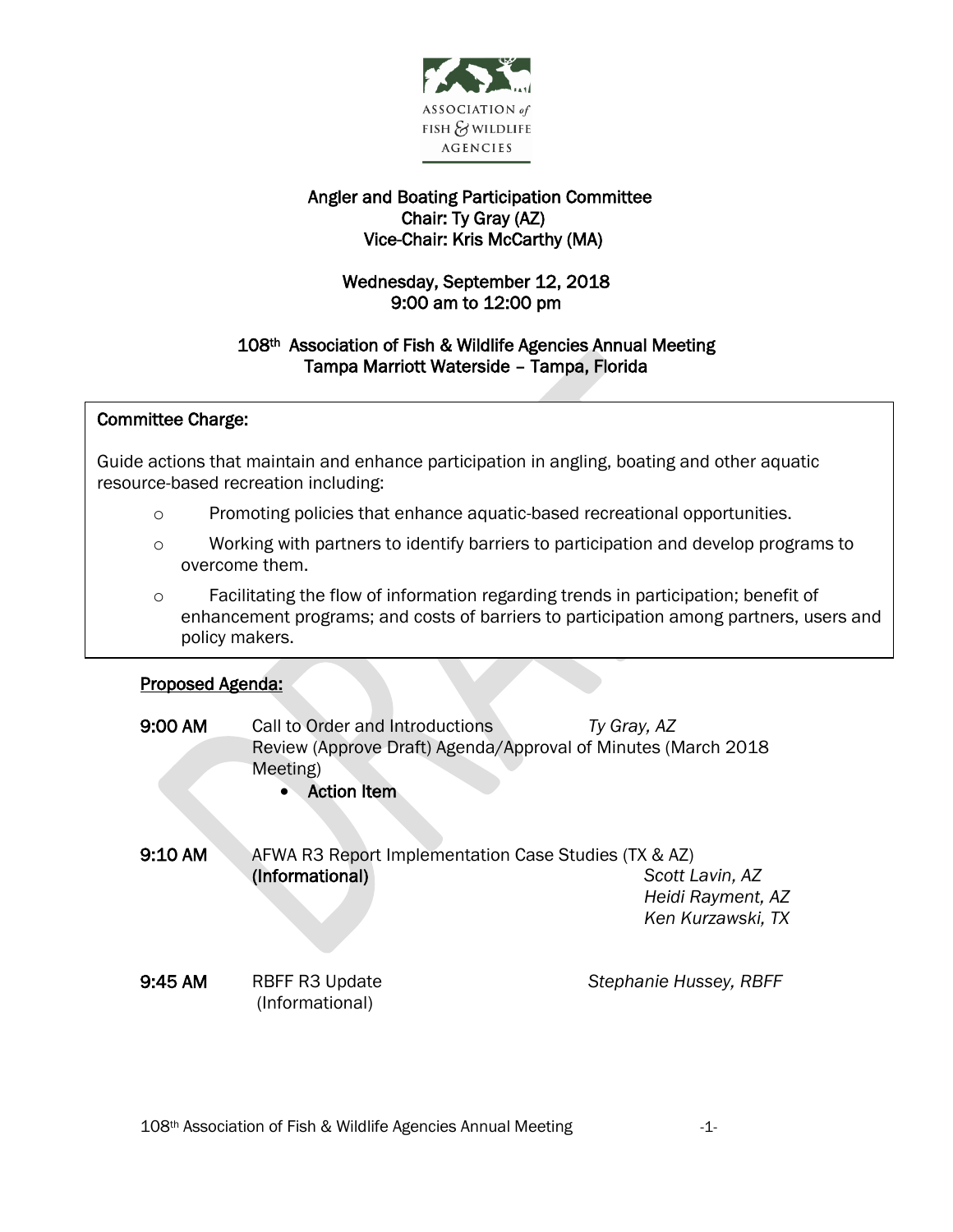ASSOCIATION *of* FISH & WILDLIFE AGENCIES

# Angler and Boating Participation Committee

**Chair: Ty Gray (AZ)**
**Vice-Chair: Kris McCarthy (MA)**

**Wednesday, September 12, 2018**
**9:00 am to 12:00 pm**

**108th Association of Fish & Wildlife Agencies Annual Meeting**
**Tampa Marriott Waterside – Tampa, Florida**

**Committee Charge:**

Guide actions that maintain and enhance participation in angling, boating and other aquatic resource-based recreation including:

- Promoting policies that enhance aquatic-based recreational opportunities.
- Working with partners to identify barriers to participation and develop programs to overcome them.
- Facilitating the flow of information regarding trends in participation; benefit of enhancement programs; and costs of barriers to participation among partners, users and policy makers.

## Proposed Agenda:

**9:00 AM** Call to Order and Introductions — *Ty Gray, AZ*
Review (Approve Draft) Agenda/Approval of Minutes (March 2018 Meeting)
- **Action Item**

**9:10 AM** AFWA R3 Report Implementation Case Studies (TX & AZ)
**(Informational)** — *Scott Lavin, AZ*; *Heidi Rayment, AZ*; *Ken Kurzawski, TX*

**9:45 AM** RBFF R3 Update — *Stephanie Hussey, RBFF*
(Informational)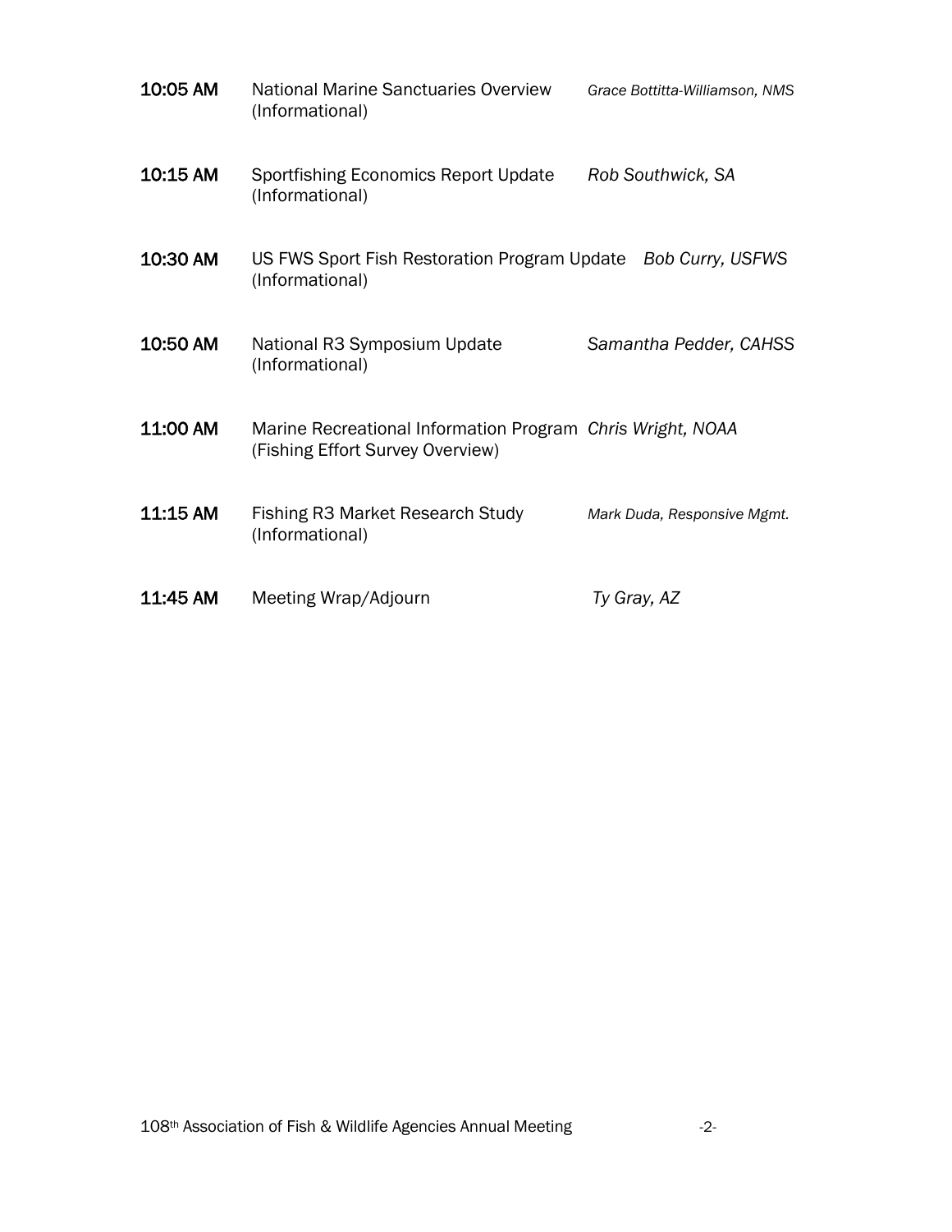| | | |
|---|---|---|
| **10:05 AM** | National Marine Sanctuaries Overview (Informational) | *Grace Bottitta-Williamson, NMS* |
| **10:15 AM** | Sportfishing Economics Report Update (Informational) | *Rob Southwick, SA* |
| **10:30 AM** | US FWS Sport Fish Restoration Program Update (Informational) | *Bob Curry, USFWS* |
| **10:50 AM** | National R3 Symposium Update (Informational) | *Samantha Pedder, CAHSS* |
| **11:00 AM** | Marine Recreational Information Program (Fishing Effort Survey Overview) | *Chris Wright, NOAA* |
| **11:15 AM** | Fishing R3 Market Research Study (Informational) | *Mark Duda, Responsive Mgmt.* |
| **11:45 AM** | Meeting Wrap/Adjourn | *Ty Gray, AZ* |